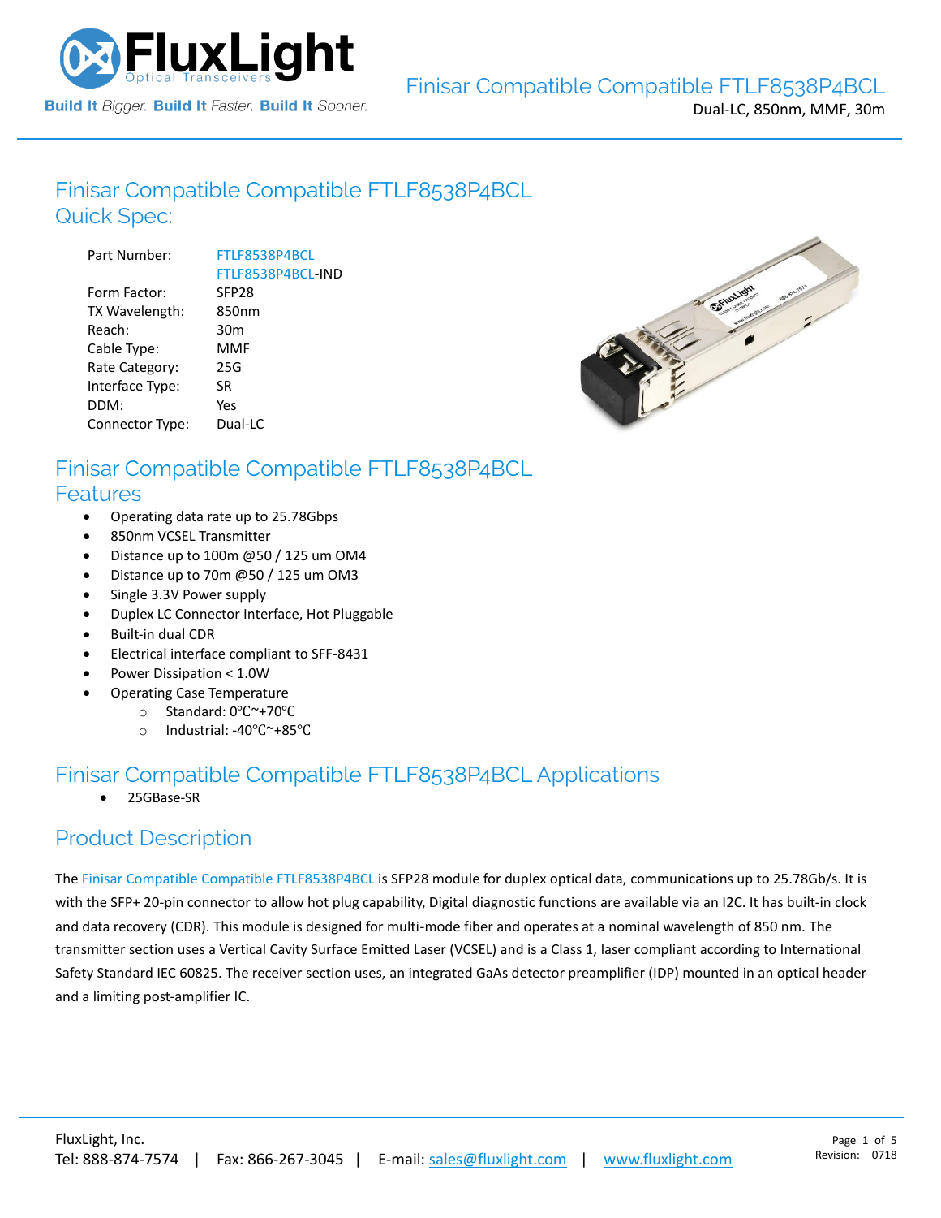# Finisar Compatible Compatible FTLF8538P4BCL

Dual-LC, 850nm, MMF, 30m

## Finisar Compatible Compatible FTLF8538P4BCL Quick Spec:

| | |
|---|---|
| Part Number: | FTLF8538P4BCL<br>FTLF8538P4BCL-IND |
| Form Factor: | SFP28 |
| TX Wavelength: | 850nm |
| Reach: | 30m |
| Cable Type: | MMF |
| Rate Category: | 25G |
| Interface Type: | SR |
| DDM: | Yes |
| Connector Type: | Dual-LC |

## Finisar Compatible Compatible FTLF8538P4BCL Features

- Operating data rate up to 25.78Gbps
- 850nm VCSEL Transmitter
- Distance up to 100m @50 / 125 um OM4
- Distance up to 70m @50 / 125 um OM3
- Single 3.3V Power supply
- Duplex LC Connector Interface, Hot Pluggable
- Built-in dual CDR
- Electrical interface compliant to SFF-8431
- Power Dissipation < 1.0W
- Operating Case Temperature
  - Standard: 0℃~+70℃
  - Industrial: -40℃~+85℃

## Finisar Compatible Compatible FTLF8538P4BCL Applications

- 25GBase-SR

## Product Description

The Finisar Compatible Compatible FTLF8538P4BCL is SFP28 module for duplex optical data, communications up to 25.78Gb/s. It is with the SFP+ 20-pin connector to allow hot plug capability, Digital diagnostic functions are available via an I2C. It has built-in clock and data recovery (CDR). This module is designed for multi-mode fiber and operates at a nominal wavelength of 850 nm. The transmitter section uses a Vertical Cavity Surface Emitted Laser (VCSEL) and is a Class 1, laser compliant according to International Safety Standard IEC 60825. The receiver section uses, an integrated GaAs detector preamplifier (IDP) mounted in an optical header and a limiting post-amplifier IC.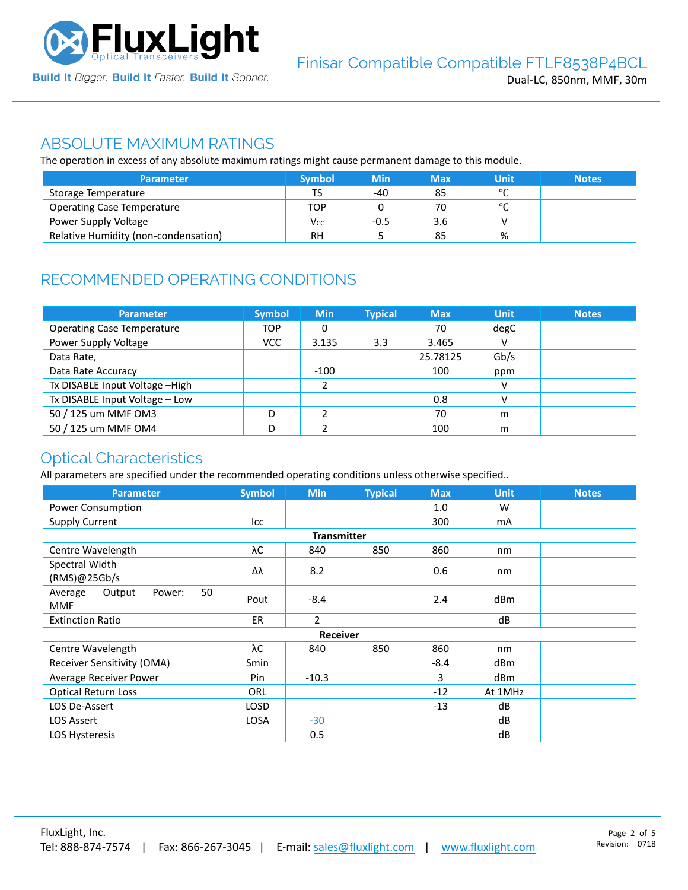## ABSOLUTE MAXIMUM RATINGS

The operation in excess of any absolute maximum ratings might cause permanent damage to this module.

| Parameter | Symbol | Min | Max | Unit | Notes |
|---|---|---|---|---|---|
| Storage Temperature | TS | -40 | 85 | ℃ | |
| Operating Case Temperature | TOP | 0 | 70 | ℃ | |
| Power Supply Voltage | $V_{CC}$ | -0.5 | 3.6 | V | |
| Relative Humidity (non-condensation) | RH | 5 | 85 | % | |

## RECOMMENDED OPERATING CONDITIONS

| Parameter | Symbol | Min | Typical | Max | Unit | Notes |
|---|---|---|---|---|---|---|
| Operating Case Temperature | TOP | 0 | | 70 | degC | |
| Power Supply Voltage | VCC | 3.135 | 3.3 | 3.465 | V | |
| Data Rate, | | | | 25.78125 | Gb/s | |
| Data Rate Accuracy | | -100 | | 100 | ppm | |
| Tx DISABLE Input Voltage –High | | 2 | | | V | |
| Tx DISABLE Input Voltage – Low | | | | 0.8 | V | |
| 50 / 125 um MMF OM3 | D | 2 | | 70 | m | |
| 50 / 125 um MMF OM4 | D | 2 | | 100 | m | |

## Optical Characteristics

All parameters are specified under the recommended operating conditions unless otherwise specified..

| Parameter | Symbol | Min | Typical | Max | Unit | Notes |
|---|---|---|---|---|---|---|
| Power Consumption | | | | 1.0 | W | |
| Supply Current | Icc | | | 300 | mA | |
| **Transmitter** | | | | | | |
| Centre Wavelength | λC | 840 | 850 | 860 | nm | |
| Spectral Width (RMS)@25Gb/s | Δλ | 8.2 | | 0.6 | nm | |
| Average Output Power: 50 MMF | Pout | -8.4 | | 2.4 | dBm | |
| Extinction Ratio | ER | 2 | | | dB | |
| **Receiver** | | | | | | |
| Centre Wavelength | λC | 840 | 850 | 860 | nm | |
| Receiver Sensitivity (OMA) | Smin | | | -8.4 | dBm | |
| Average Receiver Power | Pin | -10.3 | | 3 | dBm | |
| Optical Return Loss | ORL | | | -12 | At 1MHz | |
| LOS De-Assert | LOSD | | | -13 | dB | |
| LOS Assert | LOSA | -30 | | | dB | |
| LOS Hysteresis | | 0.5 | | | dB | |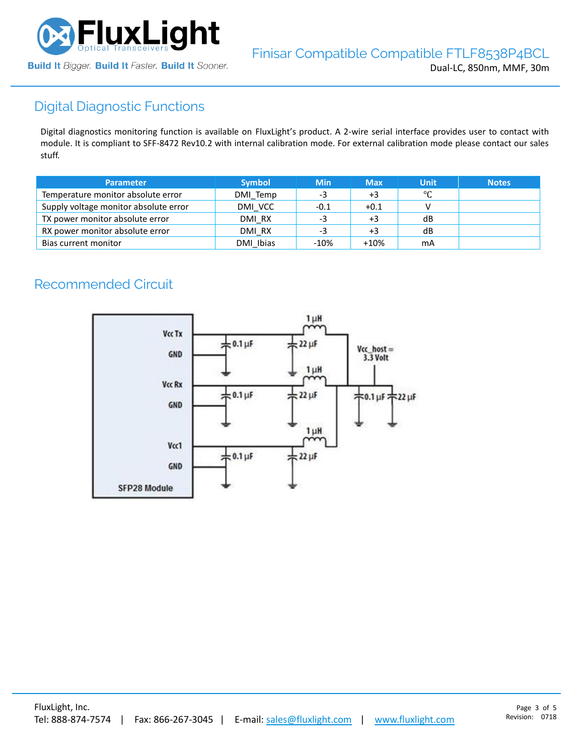## Digital Diagnostic Functions

Digital diagnostics monitoring function is available on FluxLight's product. A 2-wire serial interface provides user to contact with module. It is compliant to SFF-8472 Rev10.2 with internal calibration mode. For external calibration mode please contact our sales stuff.

| Parameter | Symbol | Min | Max | Unit | Notes |
|---|---|---|---|---|---|
| Temperature monitor absolute error | DMI_Temp | -3 | +3 | ℃ | |
| Supply voltage monitor absolute error | DMI_VCC | -0.1 | +0.1 | V | |
| TX power monitor absolute error | DMI_RX | -3 | +3 | dB | |
| RX power monitor absolute error | DMI_RX | -3 | +3 | dB | |
| Bias current monitor | DMI_Ibias | -10% | +10% | mA | |

## Recommended Circuit

Vcc Tx, GND, Vcc Rx, GND, Vcc1, GND — SFP28 Module

0.1 μF, 22 μF, 1 μH, Vcc_host = 3.3 Volt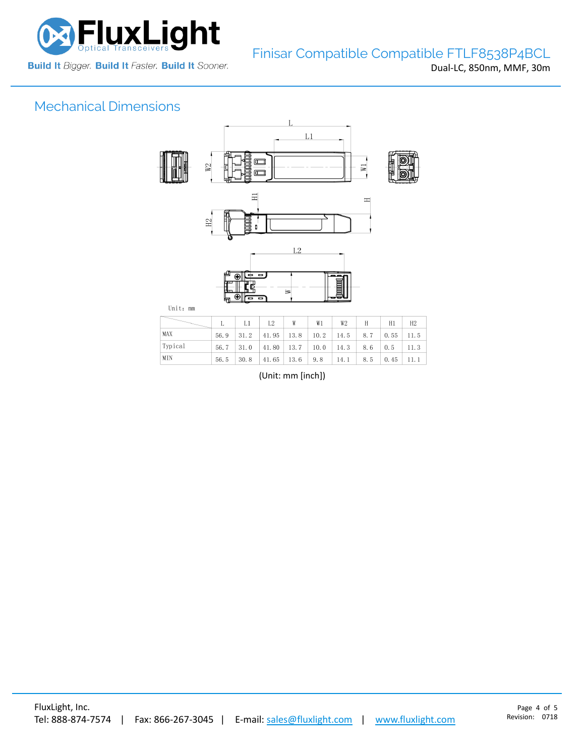## Mechanical Dimensions

Unit: mm

| | L | L1 | L2 | W | W1 | W2 | H | H1 | H2 |
|---|---|---|---|---|---|---|---|---|---|
| MAX | 56.9 | 31.2 | 41.95 | 13.8 | 10.2 | 14.5 | 8.7 | 0.55 | 11.5 |
| Typical | 56.7 | 31.0 | 41.80 | 13.7 | 10.0 | 14.3 | 8.6 | 0.5 | 11.3 |
| MIN | 56.5 | 30.8 | 41.65 | 13.6 | 9.8 | 14.1 | 8.5 | 0.45 | 11.1 |

(Unit: mm [inch])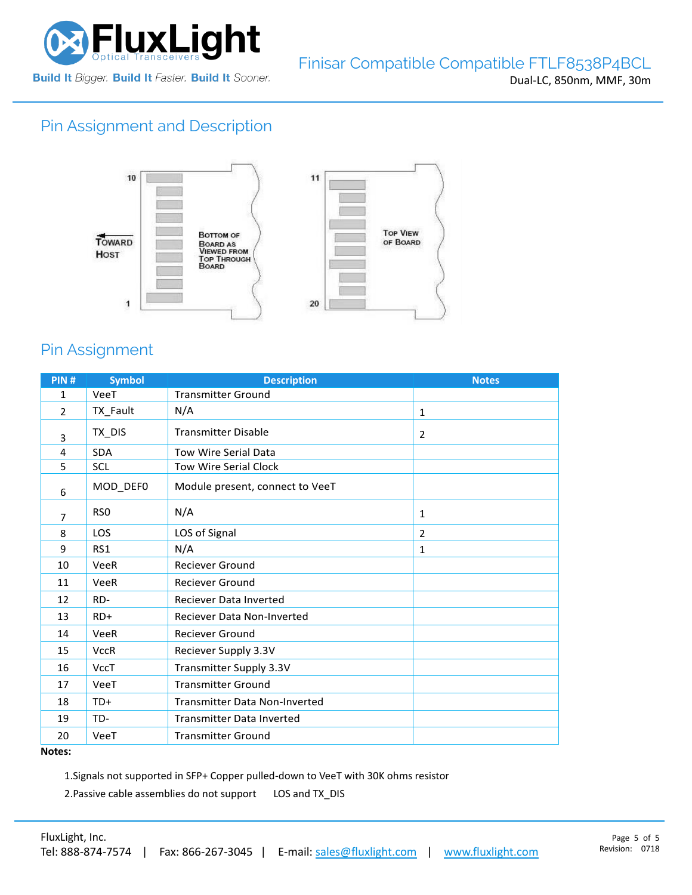## Pin Assignment and Description

10

TOWARD HOST

1

BOTTOM OF BOARD AS VIEWED FROM TOP THROUGH BOARD

11

20

TOP VIEW OF BOARD

## Pin Assignment

| PIN # | Symbol | Description | Notes |
|---|---|---|---|
| 1 | VeeT | Transmitter Ground | |
| 2 | TX_Fault | N/A | 1 |
| 3 | TX_DIS | Transmitter Disable | 2 |
| 4 | SDA | Tow Wire Serial Data | |
| 5 | SCL | Tow Wire Serial Clock | |
| 6 | MOD_DEF0 | Module present, connect to VeeT | |
| 7 | RS0 | N/A | 1 |
| 8 | LOS | LOS of Signal | 2 |
| 9 | RS1 | N/A | 1 |
| 10 | VeeR | Reciever Ground | |
| 11 | VeeR | Reciever Ground | |
| 12 | RD- | Reciever Data Inverted | |
| 13 | RD+ | Reciever Data Non-Inverted | |
| 14 | VeeR | Reciever Ground | |
| 15 | VccR | Reciever Supply 3.3V | |
| 16 | VccT | Transmitter Supply 3.3V | |
| 17 | VeeT | Transmitter Ground | |
| 18 | TD+ | Transmitter Data Non-Inverted | |
| 19 | TD- | Transmitter Data Inverted | |
| 20 | VeeT | Transmitter Ground | |

**Notes:**

1.Signals not supported in SFP+ Copper pulled-down to VeeT with 30K ohms resistor

2.Passive cable assemblies do not support LOS and TX_DIS